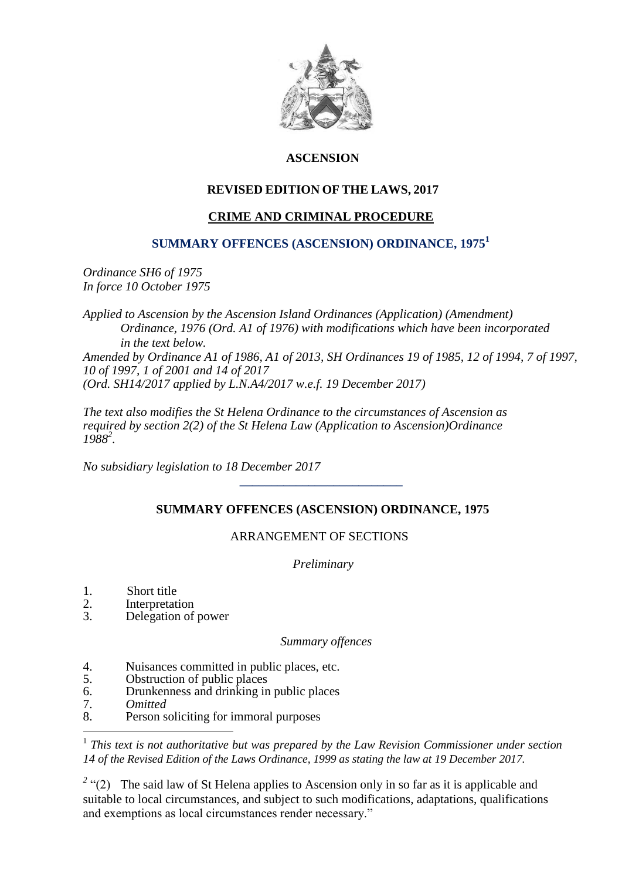**ASCENSION**

**REVISED EDITION OF THE LAWS, 2017**

**CRIME AND CRIMINAL PROCEDURE**

# SUMMARY OFFENCES (ASCENSION) ORDINANCE, 1975[1]

*Ordinance SH6 of 1975*
*In force 10 October 1975*

*Applied to Ascension by the Ascension Island Ordinances (Application) (Amendment) Ordinance, 1976 (Ord. A1 of 1976) with modifications which have been incorporated in the text below.*
*Amended by Ordinance A1 of 1986, A1 of 2013, SH Ordinances 19 of 1985, 12 of 1994, 7 of 1997, 10 of 1997, 1 of 2001 and 14 of 2017*
*(Ord. SH14/2017 applied by L.N.A4/2017 w.e.f. 19 December 2017)*

*The text also modifies the St Helena Ordinance to the circumstances of Ascension as required by section 2(2) of the St Helena Law (Application to Ascension)Ordinance 1988[2].*

*No subsidiary legislation to 18 December 2017*

---

## SUMMARY OFFENCES (ASCENSION) ORDINANCE, 1975

ARRANGEMENT OF SECTIONS

*Preliminary*

1. Short title
2. Interpretation
3. Delegation of power

*Summary offences*

4. Nuisances committed in public places, etc.
5. Obstruction of public places
6. Drunkenness and drinking in public places
7. *Omitted*
8. Person soliciting for immoral purposes

---

[1] *This text is not authoritative but was prepared by the Law Revision Commissioner under section 14 of the Revised Edition of the Laws Ordinance, 1999 as stating the law at 19 December 2017.*

[2] "(2) The said law of St Helena applies to Ascension only in so far as it is applicable and suitable to local circumstances, and subject to such modifications, adaptations, qualifications and exemptions as local circumstances render necessary."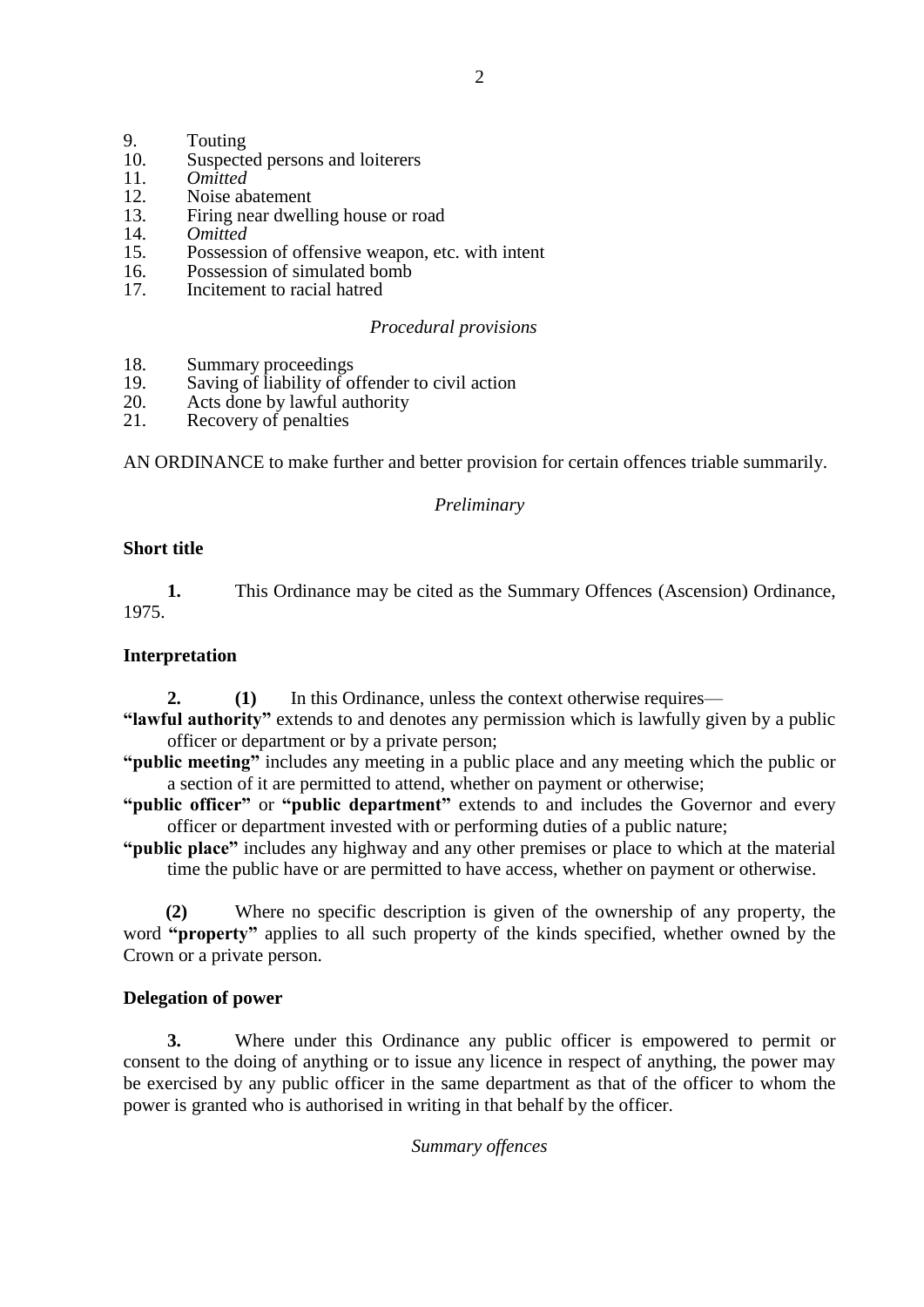9. Touting
10. Suspected persons and loiterers
11. *Omitted*
12. Noise abatement
13. Firing near dwelling house or road
14. *Omitted*
15. Possession of offensive weapon, etc. with intent
16. Possession of simulated bomb
17. Incitement to racial hatred

*Procedural provisions*

18. Summary proceedings
19. Saving of liability of offender to civil action
20. Acts done by lawful authority
21. Recovery of penalties

AN ORDINANCE to make further and better provision for certain offences triable summarily.

*Preliminary*

**Short title**

**1.** This Ordinance may be cited as the Summary Offences (Ascension) Ordinance, 1975.

**Interpretation**

**2. (1)** In this Ordinance, unless the context otherwise requires—

**"lawful authority"** extends to and denotes any permission which is lawfully given by a public officer or department or by a private person;

**"public meeting"** includes any meeting in a public place and any meeting which the public or a section of it are permitted to attend, whether on payment or otherwise;

**"public officer"** or **"public department"** extends to and includes the Governor and every officer or department invested with or performing duties of a public nature;

**"public place"** includes any highway and any other premises or place to which at the material time the public have or are permitted to have access, whether on payment or otherwise.

**(2)** Where no specific description is given of the ownership of any property, the word **"property"** applies to all such property of the kinds specified, whether owned by the Crown or a private person.

**Delegation of power**

**3.** Where under this Ordinance any public officer is empowered to permit or consent to the doing of anything or to issue any licence in respect of anything, the power may be exercised by any public officer in the same department as that of the officer to whom the power is granted who is authorised in writing in that behalf by the officer.

*Summary offences*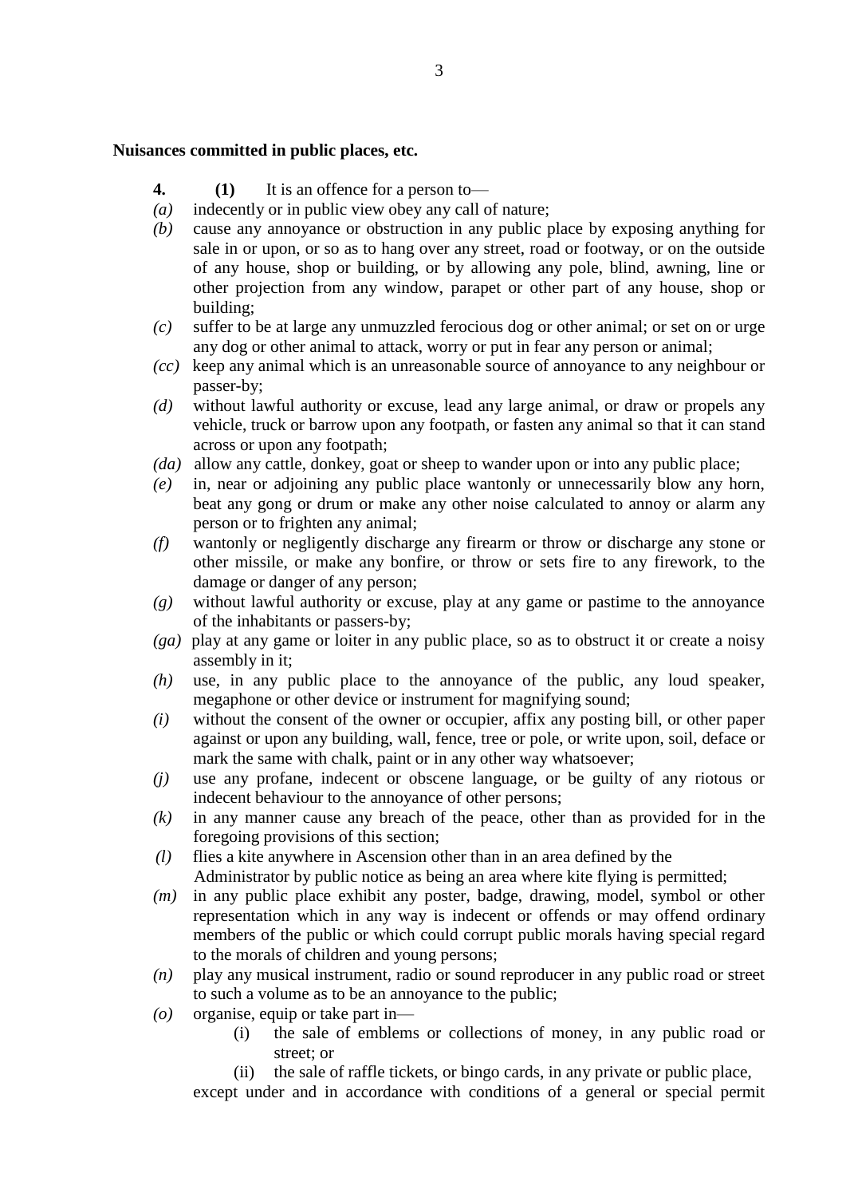**Nuisances committed in public places, etc.**

**4.** **(1)** It is an offence for a person to—

*(a)* indecently or in public view obey any call of nature;

*(b)* cause any annoyance or obstruction in any public place by exposing anything for sale in or upon, or so as to hang over any street, road or footway, or on the outside of any house, shop or building, or by allowing any pole, blind, awning, line or other projection from any window, parapet or other part of any house, shop or building;

*(c)* suffer to be at large any unmuzzled ferocious dog or other animal; or set on or urge any dog or other animal to attack, worry or put in fear any person or animal;

*(cc)* keep any animal which is an unreasonable source of annoyance to any neighbour or passer-by;

*(d)* without lawful authority or excuse, lead any large animal, or draw or propels any vehicle, truck or barrow upon any footpath, or fasten any animal so that it can stand across or upon any footpath;

*(da)* allow any cattle, donkey, goat or sheep to wander upon or into any public place;

*(e)* in, near or adjoining any public place wantonly or unnecessarily blow any horn, beat any gong or drum or make any other noise calculated to annoy or alarm any person or to frighten any animal;

*(f)* wantonly or negligently discharge any firearm or throw or discharge any stone or other missile, or make any bonfire, or throw or sets fire to any firework, to the damage or danger of any person;

*(g)* without lawful authority or excuse, play at any game or pastime to the annoyance of the inhabitants or passers-by;

*(ga)* play at any game or loiter in any public place, so as to obstruct it or create a noisy assembly in it;

*(h)* use, in any public place to the annoyance of the public, any loud speaker, megaphone or other device or instrument for magnifying sound;

*(i)* without the consent of the owner or occupier, affix any posting bill, or other paper against or upon any building, wall, fence, tree or pole, or write upon, soil, deface or mark the same with chalk, paint or in any other way whatsoever;

*(j)* use any profane, indecent or obscene language, or be guilty of any riotous or indecent behaviour to the annoyance of other persons;

*(k)* in any manner cause any breach of the peace, other than as provided for in the foregoing provisions of this section;

*(l)* flies a kite anywhere in Ascension other than in an area defined by the Administrator by public notice as being an area where kite flying is permitted;

*(m)* in any public place exhibit any poster, badge, drawing, model, symbol or other representation which in any way is indecent or offends or may offend ordinary members of the public or which could corrupt public morals having special regard to the morals of children and young persons;

*(n)* play any musical instrument, radio or sound reproducer in any public road or street to such a volume as to be an annoyance to the public;

*(o)* organise, equip or take part in—

(i) the sale of emblems or collections of money, in any public road or street; or

(ii) the sale of raffle tickets, or bingo cards, in any private or public place,

except under and in accordance with conditions of a general or special permit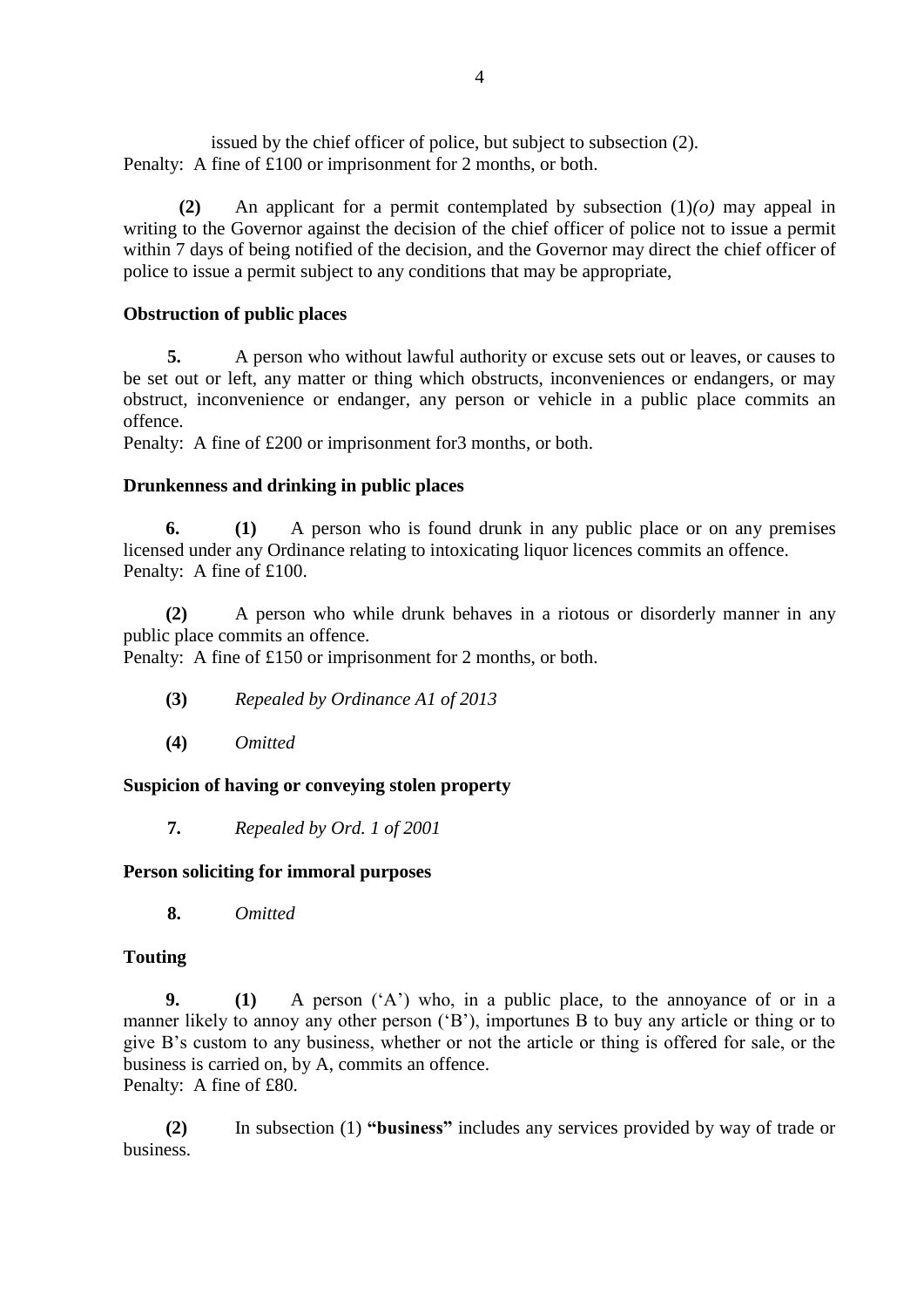issued by the chief officer of police, but subject to subsection (2).
Penalty: A fine of £100 or imprisonment for 2 months, or both.

**(2)** An applicant for a permit contemplated by subsection (1)*(o)* may appeal in writing to the Governor against the decision of the chief officer of police not to issue a permit within 7 days of being notified of the decision, and the Governor may direct the chief officer of police to issue a permit subject to any conditions that may be appropriate,

**Obstruction of public places**

**5.** A person who without lawful authority or excuse sets out or leaves, or causes to be set out or left, any matter or thing which obstructs, inconveniences or endangers, or may obstruct, inconvenience or endanger, any person or vehicle in a public place commits an offence.
Penalty: A fine of £200 or imprisonment for3 months, or both.

**Drunkenness and drinking in public places**

**6. (1)** A person who is found drunk in any public place or on any premises licensed under any Ordinance relating to intoxicating liquor licences commits an offence.
Penalty: A fine of £100.

**(2)** A person who while drunk behaves in a riotous or disorderly manner in any public place commits an offence.
Penalty: A fine of £150 or imprisonment for 2 months, or both.

**(3)** *Repealed by Ordinance A1 of 2013*

**(4)** *Omitted*

**Suspicion of having or conveying stolen property**

**7.** *Repealed by Ord. 1 of 2001*

**Person soliciting for immoral purposes**

**8.** *Omitted*

**Touting**

**9. (1)** A person ('A') who, in a public place, to the annoyance of or in a manner likely to annoy any other person ('B'), importunes B to buy any article or thing or to give B's custom to any business, whether or not the article or thing is offered for sale, or the business is carried on, by A, commits an offence.
Penalty: A fine of £80.

**(2)** In subsection (1) **"business"** includes any services provided by way of trade or business.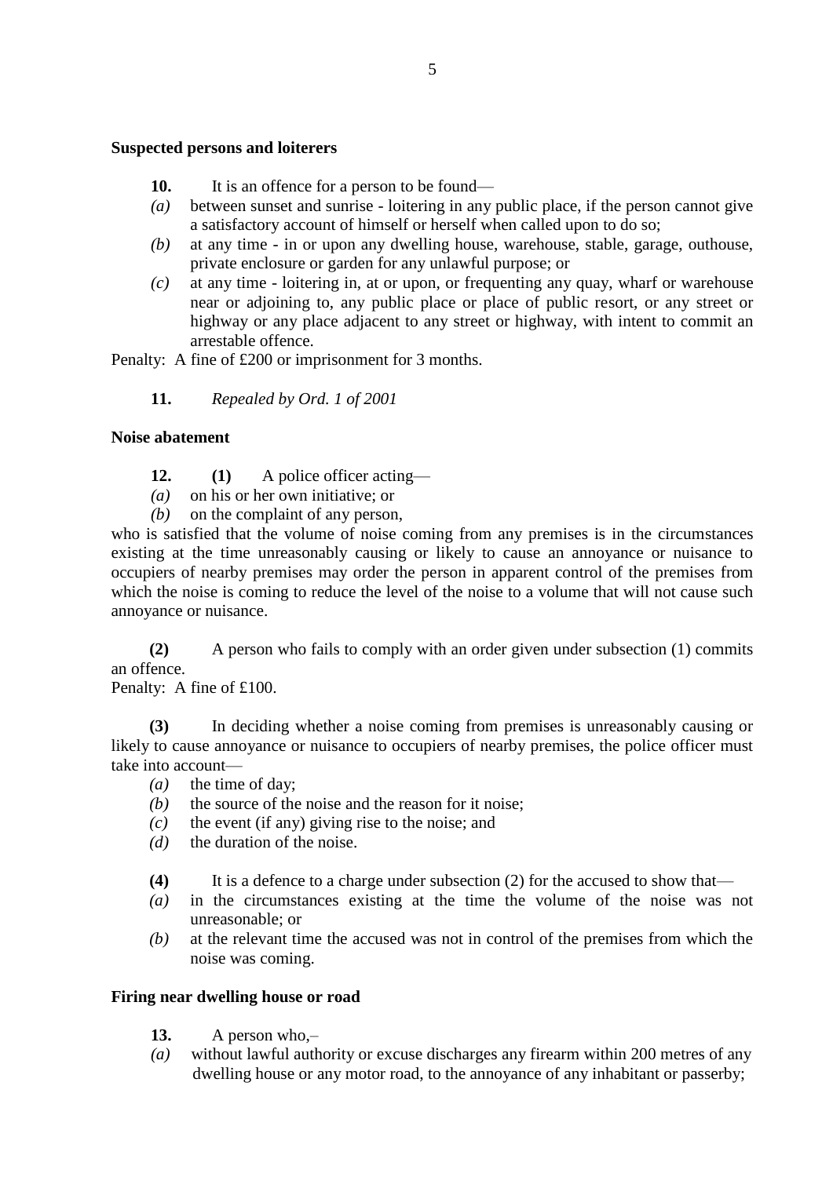**Suspected persons and loiterers**

**10.** It is an offence for a person to be found—

*(a)* between sunset and sunrise - loitering in any public place, if the person cannot give a satisfactory account of himself or herself when called upon to do so;

*(b)* at any time - in or upon any dwelling house, warehouse, stable, garage, outhouse, private enclosure or garden for any unlawful purpose; or

*(c)* at any time - loitering in, at or upon, or frequenting any quay, wharf or warehouse near or adjoining to, any public place or place of public resort, or any street or highway or any place adjacent to any street or highway, with intent to commit an arrestable offence.

Penalty: A fine of £200 or imprisonment for 3 months.

**11.** *Repealed by Ord. 1 of 2001*

**Noise abatement**

**12. (1)** A police officer acting—

*(a)* on his or her own initiative; or

*(b)* on the complaint of any person,

who is satisfied that the volume of noise coming from any premises is in the circumstances existing at the time unreasonably causing or likely to cause an annoyance or nuisance to occupiers of nearby premises may order the person in apparent control of the premises from which the noise is coming to reduce the level of the noise to a volume that will not cause such annoyance or nuisance.

**(2)** A person who fails to comply with an order given under subsection (1) commits an offence.

Penalty: A fine of £100.

**(3)** In deciding whether a noise coming from premises is unreasonably causing or likely to cause annoyance or nuisance to occupiers of nearby premises, the police officer must take into account—

*(a)* the time of day;

*(b)* the source of the noise and the reason for it noise;

*(c)* the event (if any) giving rise to the noise; and

*(d)* the duration of the noise.

**(4)** It is a defence to a charge under subsection (2) for the accused to show that—

*(a)* in the circumstances existing at the time the volume of the noise was not unreasonable; or

*(b)* at the relevant time the accused was not in control of the premises from which the noise was coming.

**Firing near dwelling house or road**

**13.** A person who,–

*(a)* without lawful authority or excuse discharges any firearm within 200 metres of any dwelling house or any motor road, to the annoyance of any inhabitant or passerby;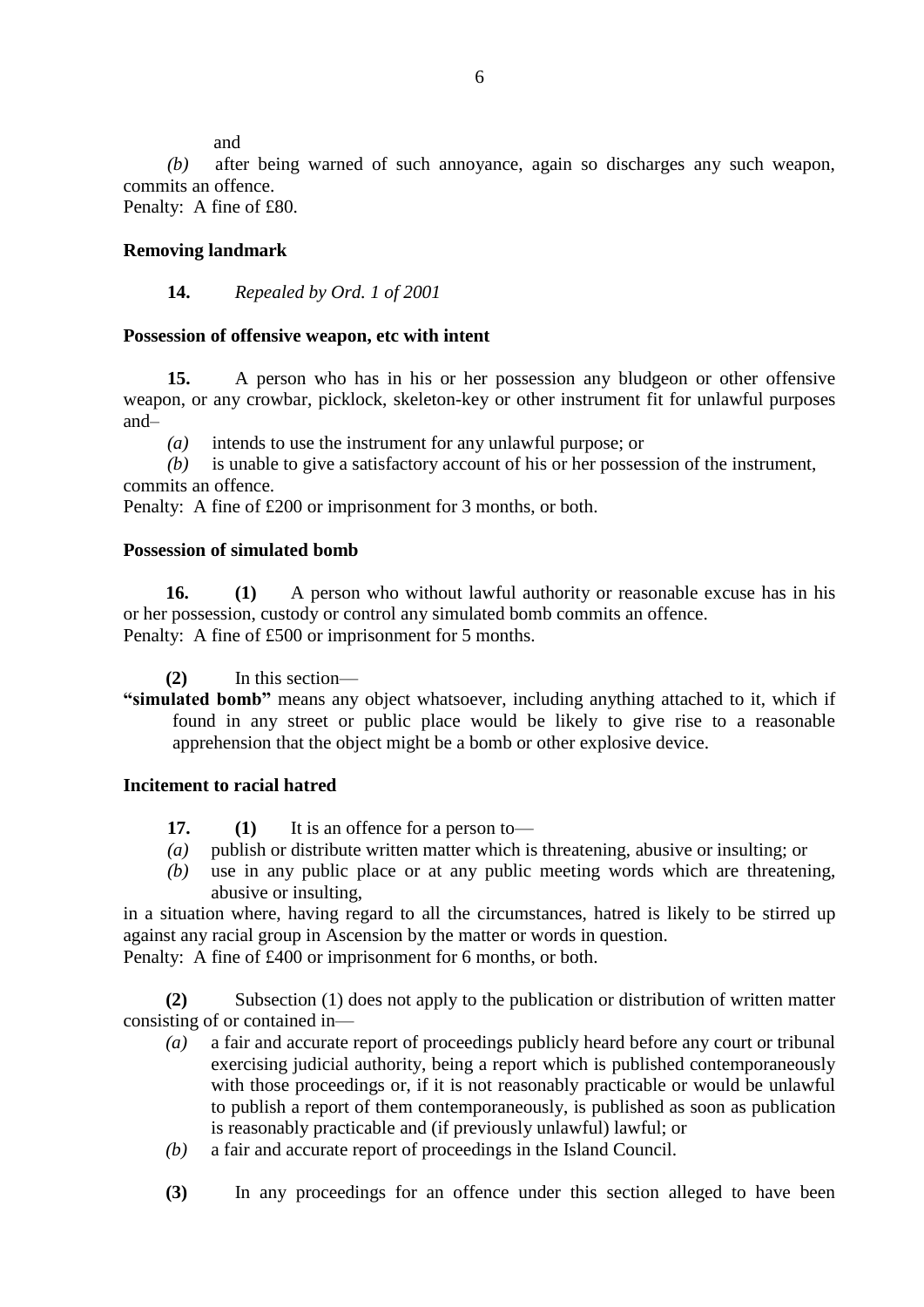and

*(b)* after being warned of such annoyance, again so discharges any such weapon, commits an offence.

Penalty: A fine of £80.

**Removing landmark**

**14.** *Repealed by Ord. 1 of 2001*

**Possession of offensive weapon, etc with intent**

**15.** A person who has in his or her possession any bludgeon or other offensive weapon, or any crowbar, picklock, skeleton-key or other instrument fit for unlawful purposes and–

*(a)* intends to use the instrument for any unlawful purpose; or

*(b)* is unable to give a satisfactory account of his or her possession of the instrument,

commits an offence.

Penalty: A fine of £200 or imprisonment for 3 months, or both.

**Possession of simulated bomb**

**16. (1)** A person who without lawful authority or reasonable excuse has in his or her possession, custody or control any simulated bomb commits an offence.

Penalty: A fine of £500 or imprisonment for 5 months.

**(2)** In this section—

**"simulated bomb"** means any object whatsoever, including anything attached to it, which if found in any street or public place would be likely to give rise to a reasonable apprehension that the object might be a bomb or other explosive device.

**Incitement to racial hatred**

**17. (1)** It is an offence for a person to—

*(a)* publish or distribute written matter which is threatening, abusive or insulting; or

*(b)* use in any public place or at any public meeting words which are threatening, abusive or insulting,

in a situation where, having regard to all the circumstances, hatred is likely to be stirred up against any racial group in Ascension by the matter or words in question.

Penalty: A fine of £400 or imprisonment for 6 months, or both.

**(2)** Subsection (1) does not apply to the publication or distribution of written matter consisting of or contained in—

*(a)* a fair and accurate report of proceedings publicly heard before any court or tribunal exercising judicial authority, being a report which is published contemporaneously with those proceedings or, if it is not reasonably practicable or would be unlawful to publish a report of them contemporaneously, is published as soon as publication is reasonably practicable and (if previously unlawful) lawful; or

*(b)* a fair and accurate report of proceedings in the Island Council.

**(3)** In any proceedings for an offence under this section alleged to have been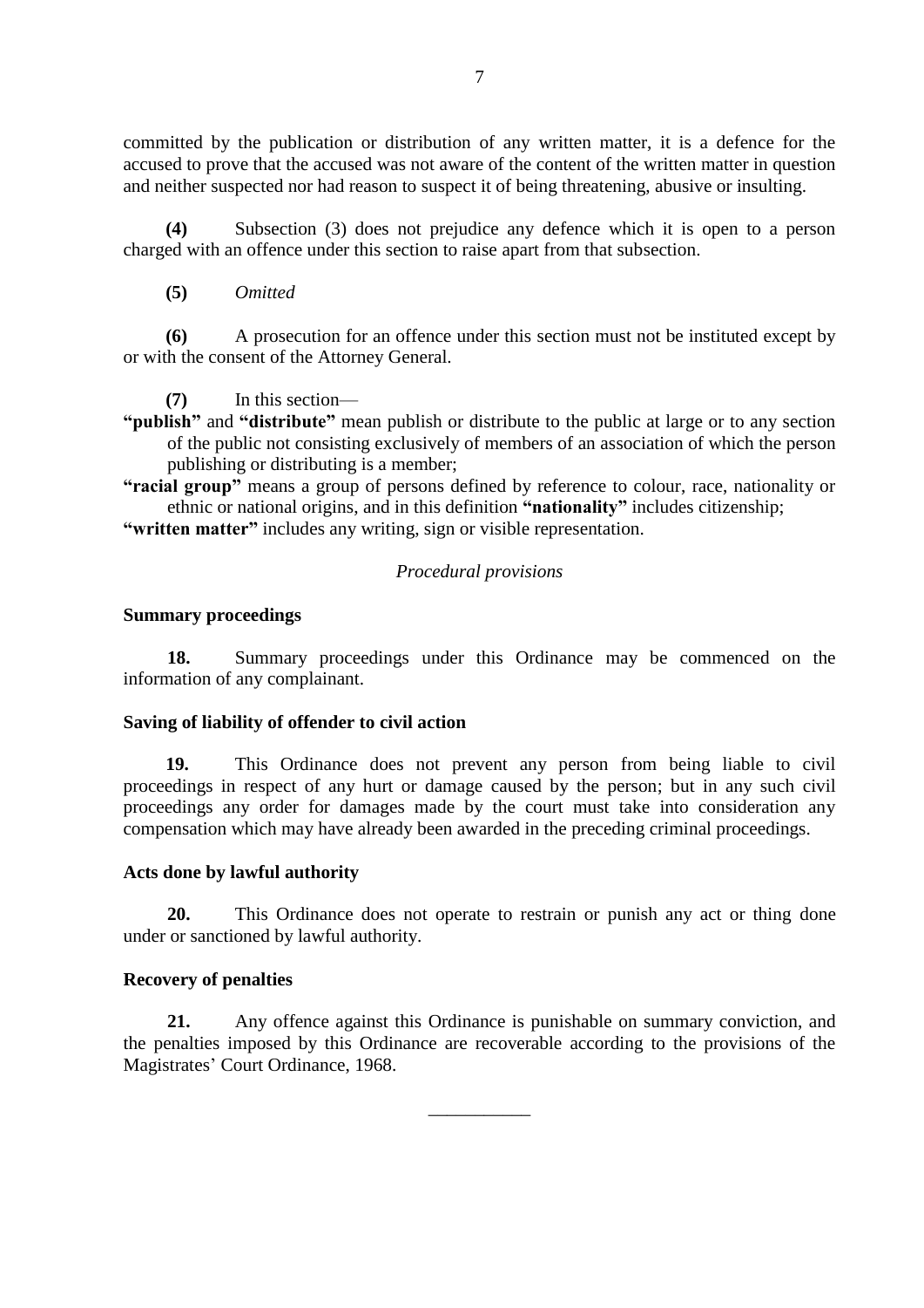committed by the publication or distribution of any written matter, it is a defence for the accused to prove that the accused was not aware of the content of the written matter in question and neither suspected nor had reason to suspect it of being threatening, abusive or insulting.

**(4)** Subsection (3) does not prejudice any defence which it is open to a person charged with an offence under this section to raise apart from that subsection.

**(5)** *Omitted*

**(6)** A prosecution for an offence under this section must not be instituted except by or with the consent of the Attorney General.

**(7)** In this section—

**"publish"** and **"distribute"** mean publish or distribute to the public at large or to any section of the public not consisting exclusively of members of an association of which the person publishing or distributing is a member;

**"racial group"** means a group of persons defined by reference to colour, race, nationality or ethnic or national origins, and in this definition **"nationality"** includes citizenship;

**"written matter"** includes any writing, sign or visible representation.

*Procedural provisions*

**Summary proceedings**

**18.** Summary proceedings under this Ordinance may be commenced on the information of any complainant.

**Saving of liability of offender to civil action**

**19.** This Ordinance does not prevent any person from being liable to civil proceedings in respect of any hurt or damage caused by the person; but in any such civil proceedings any order for damages made by the court must take into consideration any compensation which may have already been awarded in the preceding criminal proceedings.

**Acts done by lawful authority**

**20.** This Ordinance does not operate to restrain or punish any act or thing done under or sanctioned by lawful authority.

**Recovery of penalties**

**21.** Any offence against this Ordinance is punishable on summary conviction, and the penalties imposed by this Ordinance are recoverable according to the provisions of the Magistrates' Court Ordinance, 1968.

\_\_\_\_\_\_\_\_\_\_\_